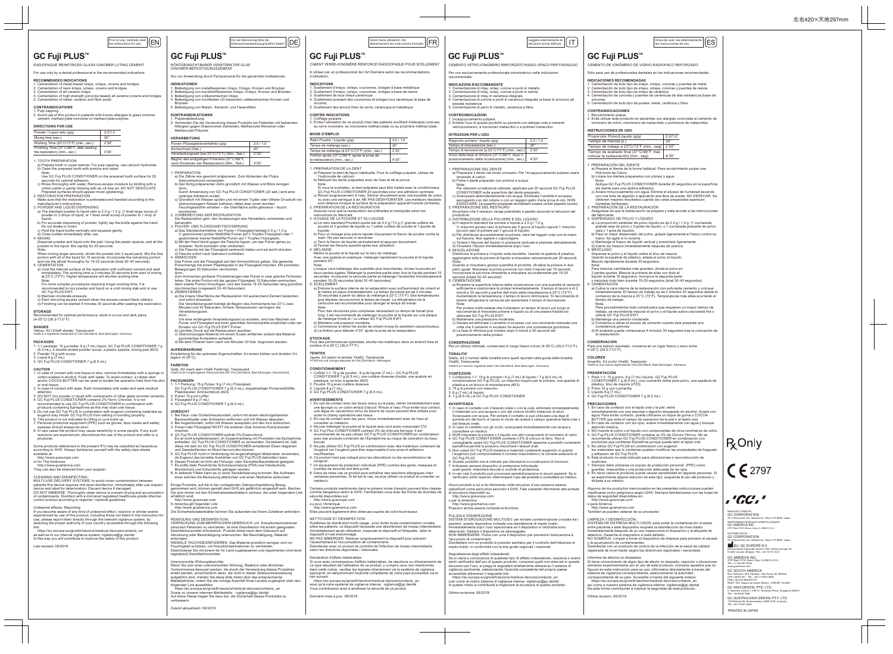Prior to use, carefully read the instructions for use. **EN**

# GC Fuji PLUS™

RADIOPAQUE REINFORCED GLASS IONOMER LUTING CEMENT

For use only by a dental professional in the recommended indications.

## RECOMMENDED INDICATIONS

1. Cementation of metal-based inlays, onlays, crowns and bridges
2. Cementation of resin inlays, onlays, crowns and bridges
3. Cementation of all ceramic inlays
4. Cementation of high strength (zirconia based) all ceramic crowns and bridges
5. Cementation of metal, ceramic and fiber posts

## CONTRAINDICATIONS

1. Pulp capping.
2. Avoid use of this product in patients with known allergies to glass ionomer cement, methacrylate monomer or methacrylate polymer.

## DIRECTIONS FOR USE

| Powder / Liquid ratio (g/g) | 2.0/1.0 |
|---|---|
| Mixing time (sec.) | 20" |
| Working Time (23°C(73°F)) (min., sec.) | 2'30" |
| Finishing Time (37°C/99°F, after seating the restoration) (min., sec.) | 4'30" |

1. TOOTH PREPARATION
   a) Prepare tooth in usual manner. For pulp capping, use calcium hydroxide.
   b) Clean the prepared tooth with pumice and water.
   Note:
   Use GC Fuji PLUS CONDITIONER on the prepared tooth surface for 20 seconds for optimal adhesion.
   c) Rinse thoroughly with water. Remove excess moisture by blotting with a cotton pellet or gently blowing with an oil-free air. DO NOT DESICCATE. Prepared surfaces should appear moist (glistening).
2. RESTORATION PREPARATION
   Make sure that the restoration is pretreated and handled according to the manufacturer's instructions.
3. POWDER AND LIQUID DISPENSING
   a) The standard powder to liquid ratio is 2.0 g / 1.0 g. (1 level large scoop of powder to 3 drops of liquid, or 1 level small scoop of powder to 1 drop of liquid).
   b) For accurate dispensing of powder, lightly tap the bottle against the hand. Do not shake or invert.
   c) Hold the liquid bottle vertically and squeeze gently.
   d) Close bottles immediately after use.
4. MIXING
   Dispense powder and liquid onto the pad. Using the plastic spatula, add all the powder to the liquid. Mix rapidly for 20 seconds.
   Note:
   When mixing larger amounts, divide the powder into 2 equal parts. Mix the first portion with all of the liquid for 15 seconds. Incorporate the remaining portion and mix the whole thoroughly for 15-25 seconds (total 30-40 seconds).
5. CEMENTATION
   a) Coat the internal surface of the restoration with sufficient cement and seat immediately. The working time is 2 minutes 30 seconds from start of mixing at 23°C (73°F). Higher temperature will shorten working time.
   Note:
   For more complex procedures requiring longer working time, it is recommended to mix powder and liquid on a cold mixing slab and or use GC Fuji PLUS EWT.
   b) Maintain moderate pressure.
   c) Start removing excess cement when the excess cement feels rubbery.
   d) Finishing can be started 4 minutes 30 seconds after seating the restoration.

## STORAGE

Recommended for optimal performance, store in a cool and dark place (4-25°C) (39.2-77.0°F).

## SHADES

Yellow, A3 (Vita® shade), Translucent
Vita® is a registered trademark of Vita Zahnfabrik, Bad Säckingen, Germany.

## PACKAGES

1. 1-1 package: 15 g powder, 8 g (7 mL) liquid, GC Fuji PLUS CONDITIONER 7 g (6.5 mL), a double-ended powder scoop, a plastic spatula, mixing pad (#23)
2. Powder 15 g with scoop
3. Liquid 8 g (7 mL)
4. GC Fuji PLUS CONDITIONER 7 g (6.5 mL)

## CAUTION

1. In case of contact with oral tissue or skin, remove immediately with a sponge or cotton soaked in alcohol. Flush with water. To avoid contact, a rubber dam and/or COCOA BUTTER can be used to isolate the operation field from the skin or oral tissue.
2. In case of contact with eyes, flush immediately with water and seek medical attention.
3. DO NOT mix powder or liquid with components of other glass ionomer cements.
4. GC Fuji PLUS CONDITIONER contains 2% Ferric Chloride. It is not recommended to use GC Fuji PLUS CONDITIONER in combination with products containing Epinephrine as this may stain oral tissue.
5. Do not use GC Fuji PLUS in combination with eugenol containing materials as eugenol may hinder GC Fuji PLUS from setting or bonding properly.
6. This product is not indicated for filling or core build-up.
7. Personal protective equipment (PPE) such as gloves, face masks and safety eyewear should always be worn.
8. In rare cases the product may cause sensitivity in some people. If any such reactions are experienced, discontinue the use of the product and refer to a physician.

Some products referenced in the present IFU may be classified as hazardous according to GHS. Always familiarize yourself with the safety data sheets available at:
http://www.gceurope.com
or for The Americas:
http://www.gcamerica.com
They can also be obtained from your supplier.

CLEANING AND DISINFECTING:
MULTI-USE DELIVERY SYSTEMS: to avoid cross-contamination between patients this device requires mid-level disinfection. Immediately after use inspect device and label for deterioration. Discard device if damaged.
DO NOT IMMERSE. Thoroughly clean device to prevent drying and accumulation of contaminants. Disinfect with a mid-level registered healthcare-grade infection control product according to regional / national guidelines.

Undesired effects- Reporting:
If you become aware of any kind of undesired effect, reaction or similar events experienced by use of this product, including those not listed in this instruction for use, please report them directly through the relevant vigilance system, by selecting the proper authority of your country accessible through the following link:
https://ec.europa.eu/growth/sectors/medical-devices/contacts_en
as well as to our internal vigilance system: vigilance@gc.dental
In this way you will contribute to improve the safety of this product.

Last revised: 06/2019

---

Vor der Benutzung bitte die Gebrauchsanweisung gründlich lesen! **DE**

# GC Fuji PLUS™

RÖNTGENSICHTBARER VERSTÄRKTER GLAS IONOMER-BEFESTIGUNGSZEMENT

Nur zur Anwendung durch Fachpersonal für die genannten Indikationen.

## INDIKATIONEN

1. Befestigung von metallbasierten Inlays, Onlays, Kronen und Brücken
2. Befestigung von kunststoffbasierten Inlays, Onlays, Kronen und Brücken
3. Befestigung von vollkeramischen Inlays
4. Befestigung von hochfesten (Zirkonoxid-basierten) vollkeramischen Kronen und Brücken
5. Befestigung von Metall-, Keramik- und Faserstiften

## KONTRAINDIKATIONEN

1. Pulpenabdeckung.
2. Vermeiden Sie die Verwendung dieses Produkts bei Patienten mit bekannten Allergien gegen Glasionomer-Zementen, Methacrylat-Monomer oder Methacrylat-Polymer.

## VERARBEITUNG

| Pulver-/Flüssigkeitsverhältnis (g/g) | 2,0 / 1,0 |
|---|---|
| Anmischzeit (Sek.) | 20" |
| Verarbeitungszeit (bei 23°C(73°F)) (Min., Sek.) | 2'30" |
| Beginn des endgültigen Finierens (37°C/99°F, nach Einsetzen der Restauration) (Min., Sek.) | 4'30" |

1. PRÄPARATION
   a) Die Zähne wie gewohnt präparieren. Zum Abdecken der Pulpa Kalziumhydroxid verwenden.
   b) Den fertig präparierten Zahn gründlich mit Wasser und Bims reinigen.
   Anm.:
   Durch Anwendung von GC Fuji PLUS CONDITIONER (20 sek.) wird eine optimale Adhäsion erzielt.
   c) Gründlich mit Wasser spülen und mit einem Tupfer oder ölfreier Druckluft von überschüssigem Wasser befreien; dabei aber einen leichten Feuchtigkeitsfilm erhalten – die Oberfläche sollte glänzend – feucht erscheinen.
2. VORBEREITUNG DER RESTAURATION
   Die Restauration gem. den Anweisungen des Herstellers vorbereiten und behandeln.
3. PULVER- UND FLÜSSIGKEITSDOSIERUNG
   a) Das Standardverhältnis von Pulver / Flüssigkeit beträgt 2,0 g / 1,0 g. (1 gestrichener großer Meßlöffel Pulver auf 3 Tropfen Flüssigkeit oder 1 gestrichener kleiner Meßlöffel Pulver auf 1 Tropfen Flüssigkeit).
   b) Mit der Hand leicht gegen die Flasche tippen, um das Pulver genau zu dosieren. Nicht schütteln oder umdrehen.
   c) Die Flasche mit der Flüssigkeit senkrecht halten und sie leicht drücken.
   d) Flasche sofort nach Gebrauch schließen.
4. ANMISCHEN
   Das Pulver und die Flüssigkeit auf den Anmischblock geben. Die gesamte Pulvermenge mit einem Plastikspatel in die Flüssigkeit mischen. Mit schnellen Bewegungen 20 Sekunden vermischen.
   Anm.:
   Zum Anmischen größerer Produktmengen das Pulver in zwei gleiche Portionen teilen. Die erste Portion mit der ganzen Flüssigkeit 15 Sekunden anmischen, dann zweite Portion hinzufügen, und das Ganze 15-25 Sekunden lang gründlich mischen (insgesamt 30-40 Sekunden).
5. ZEMENTIEREN
   a) Die innere Oberfläche der Restauration mit ausreichend Zement bedecken und sofort einsetzen.
   Die Verarbeitungszeit beträgt ab Beginn des Anmischens bei 23°C zwei Minuten und 30 Sekunden; höhere Temperaturen verringern die Verarbeitungszeit.
   Anm.:
   Um eine verlängerte Verarbeitungszeit zu erzielen, wird das Mischen von Pulver und Flüssigkeit auf einer gekühlten Anmischplatte empfohlen oder Einsatz von GC Fuji PLUS EWT Pulver.
   b) Leichten Druck auf die Restauration ausüben.
   c) Überschüssiges Material mit einem Scaler entfernen sobald das Material gummiartige Konsistenz aufweist.
   d) Mit dem Finieren kann nach vier Minuten 30 Sek. begonnen werden.

## AUFBEWAHRUNG

Empfehlung für die optimalen Eigenschaften: An einem kühlen und dunklen Ort lagern (4-25°C).

## FARBTON

Gelb, A3 (nach dem Vita®-Farbring), Transluzent
Vita® ist ein eingetragenes Warenzeichen der Vita Zahnfabrik, Bad Säckingen, Deutschland.

## PACKUNGEN

1. 1-1 Packung: 15 g Pulver, 8 g (7 mL) Flüssigkeit, GC Fuji PLUS CONDITIONER 7 g (6,5 mL), doppelseitiger Pulvermeßlöffel, Plastikspatel, Anmischblock (#23)
2. Pulver 15 g mit Löffel
3. Flüssigkeit 8 g (7 mL)
4. GC Fuji PLUS CONDITIONER 7 g (6,5 mL)

## VORSICHT

1. Bei Haut- oder Schleimhautkontakt, sofort mit einem alkoholgetränkten Baumwollupfer oder Schwamm entfernen und mit Wasser abspülen.
2. Bei Augenkontakt, sofort mit Wasser ausspülen und den Arzt aufsuchen.
3. Pulver oder Flüssigkeit NICHT mit anderen Glas Ionomer-Komponenten mischen.
4. GC Fuji PLUS CONDITIONER enthält 2% Eisenchlorid. Es ist nicht empfehlenswert, im Zusammenhang mit Produkten die Epinephrine enthalten, GC Fuji PLUS CONDITIONER zu verwenden. Da bekannt ist, daß diese mit dem im GC Fuji PLUS CONDITIONER enthaltenen Eisen reagieren und Gewebeflecken im Mund hervorrufen können.
5. GC Fuji PLUS nicht in Verbindung mit eugenolhaltigen Materialien verwenden, da Eugenol das korrekte Aushärten von GC Fuji PLUS behindern kann.
6. Dieses Produkt ist nicht als Füllungs- oder Stumpfaufbaumaterial geeignet.
7. Es sollte stets Persönliche Schutzausrüstung (PSA) wie Handschuhe, Mundschutz und Schutzbrille getragen werden.
8. In seltenen Fällen kann es zu einer Sensibilisierung kommen. Bei Auftreten einer solchen die Benutzung abbrechen und einen Mediziner aufsuchen.

Einige Produkte, auf die in der vorliegenden Gebrauchsanweisung Bezug genommen wird, können gemäß dem GHS als gefährlich eingestuft sein. Machen Sie sich immer mit den Sicherheitsdatenblättern vertraut, die unter folgendem Link erhältlich sind:
http://www.gceurope.com
In Amerika gilt folgender Link:
http://www.gcamerica.com
Die Sicherheitsdatenblätter können Sie außerdem bei Ihrem Zulieferer anfordern.

REINIGUNG UND DESINFEKTION:
VERPACKUNG ZUM MEHRFACHEN GEBRAUCH: um Kreuzkontaminationen zwischen Patienten zu vermeiden, ist eine Desinfektion mit einem geeigneten Desinfektionsmittel erforderlich. Produkt direkt nach dem Gebrauch auf Abnutzung oder Beschädigung untersuchen. Bei Beschädigung, Material entsorgen.
NIEMALS TAUCHDESINFIZIEREN. Das Material gründlich reinigen und vor Feuchtigkeit schützen, um Kreuzkontaminationen zu vermeiden. Desinfizieren Sie mit einem für Ihr Land zugelassenen und registrierten (mid-level registered) Desinfektionsmittel.

Unerwünschte Wirkungsberichte:
Wenn Sie sich einer unerwünschten Wirkung, Reaktion oder ähnlichen Vorkommnisse bewusst werden, die durch die Verwendung dieses Produktes erlebt werden, einschließlich derer, die nicht in dieser Gebrauchsanweisung aufgeführt sind, melden Sie diese bitte direkt über das entsprechende Meldesystem, indem Sie die richtige Autorität Ihres Landes zugänglich über den folgenden Link auswählen:
https://ec.europa.eu/growth/sectors/medical-devices/contacts_en
Sowie zu unserer internen Meldestelle: : vigilance@gc.dental
Auf diese Weise tragen Sie dazu bei, die Sicherheit dieses Produktes zu verbessern.

Zuletzt aktualisiert: 06/2019

---

Avant toute utilisation, lire attentivement les instructions d'emploi. **FR**

# GC Fuji PLUS™

CIMENT VERRE-IONOMÈRE RENFORCÉ RADIOOPAQUE POUR SCELLEMENT

A utiliser par un professionnel de l'Art Dentaire selon les recommandations d'utilisation.

## INDICATIONS

1. Scellement d'inlays, onlays, couronnes, bridges à base métallique
2. Scellement d'inlays, onlays, couronnes, bridges à base de résine
3. Scellement de tous inlays céramique
4. Scellement puissant des couronnes et bridges tout céramique (à base de zircone)
5. Scellement des tenons fibre de verre, céramique et métallique

## CONTRE INDICATIONS

1. Coiffage pulpaire.
2. Evitez l'utilisation de ce produit chez des patients souffrant d'allergies connues au verre ionomère, au monomère méthacrylate ou au polymère méthacrylate.

## MODE D'EMPLOI

| Ratio Poudre / Liquide (g/g) | 2,0 / 1,0 |
|---|---|
| Temps de mélange (sec.) | 20" |
| Temps de mélange (à 23°C(73°F) (min., sec.) | 2'30" |
| Finition après (37°C/99°F, après la pose de la restauration) (min., sec.) | 4'30" |

1. PRÉPARATION DE LA DENT
   a) Préparer la dent de façon habituelle. Pour le coiffage pulpaire, utiliser de l'hydroxyde de calcium.
   b) Nettoyer les dents préparées avec de l'eau et de la ponce.
   Note:
   Si vous le souhaitez, la dent préparée peut être traitée avec le conditionneur GC Fuji PLUS CONDITIONER 20 secondes pour une adhésion optimale.
   c) Rincer soigneusement à l'eau. Sécher doucement avec une boulette de coton ou avec une seringue à air. NE PAS DESHYDRATER. Les meilleurs résultats sont obtenus lorsque la surface de la préparation apparaît humide (brillante).
2. PRÉPARATION DE LA RESTAURATION
   Assurez-vous que la restauration est prétraitée et manipulée selon les instructions du fabricant.
3. DOSAGE DE LA POUDRE ET DU LIQUIDE
   a) Le ratio standard Poudre/Liquide est de 2,0 g /1,0 g (1 grande cuillère de poudre et 3 gouttes de liquide ou 1 petite cuillère de poudre et 1 goutte de liquide).
   b) Pour un dosage plus précis tapoter doucement le flacon de poudre contre la main. Ne pas secouer ni renverser.
   c) Tenir le flacon de liquide verticalement et appuyer doucement.
   d) Fermer les flacons aussitôt après leur utilisation.
4. MÉLANGE
   Mettre la poudre et le liquide sur le bloc de mélange.
   Avec une spatule en plastique, mélanger rapidement la poudre et le liquide pendant 20".
   Note:
   Lorsque vous mélangez des quantités plus importantes, diviser la poudre en deux parties égales. Mélanger la première partie avec tout le liquide pendant 15 secondes. Incorporer la seconde partie et mélanger l'ensemble minutieusement pendant 15-25 secondes (total 30-40 secondes).
5. SCELLEMENT
   a) Enduire la surface interne de la restauration avec suffisamment de ciment et la mettre en place immédiatement. Le temps de travail est de 2 minutes 30 secondes à partir du début du mélange à 23°C (73°F). Des températures plus élevées raccourcissent le temps de travail. La réfrigération de la cartouche est recommandée pour allonger le temps de travail.
   Note:
   Pour des structures plus complexes nécessitant un temps de travail plus long, il est recommandé de mélanger la poudre et le liquide sur une plaque de mélange froide et / ou utiliser GC Fuji PLUS EWT.
   b) Maintenir une pression modérée.
   c) Commencer à retirer les excès de ciment lorsqu'ils semblent caoutchouteux.
   d) La finition peut débuter 4'30" après la prise de la restauration.

## STOCKAGE

Pour des performances optimales, stocker les matériaux dans un endroit frais et sombre (4 à 25°C) (39.2-77°F).

## TEINTES

Jaune, A3 (selon le teintier Vita®), Translucide
VITA® est une marque déposée de Vita Zahnfabrik, Allemagne.

## CONDITIONNEMENT

1. Coffret 1-1: 15 g de poudre - 8 g de liquide (7 mL) – GC Fuji PLUS CONDITIONER 7 g (6,5 mL), une cuillère doseuse double, une spatule en plastique, un bloc à spatuler (#23)
2. Poudre 15 g avec cuillère doseuse
3. Liquide 8 g (7 mL)
4. GC Fuji PLUS CONDITIONER 7 g (6,5 mL)

## AVERTISSEMENTS

1. En cas de contact avec les tissus oraux ou la peau, retirer immédiatement avec une éponge ou un coton imbibé d'alcool. Rincer à l'eau. Pour éviter tout contact, une digue en caoutchouc et/ou du beurre de cacao peuvent être utilisés pour isoler le champ opératoire des tissus.
2. En cas de contact avec les yeux, rincer immédiatement avec de l'eau et consulter un médecin.
3. Ne pas mélanger la poudre et le liquide avec tout autre composant CVI.
4. GC Fuji PLUS CONDITIONER contient 2% de chlorure ferrique. Il est recommandé de ne pas utiliser GC Fuji PLUS CONDITIONER en combinaison avec des produits contenant de l'Epinéphrine au risque de coloration du tissu buccal.
5. Ne pas utiliser GC Fuji PLUS en combinaison avec des matériaux contenant de l'eugénol car l'eugénol peut entraîner une prise et une adhésion insuffisantes.
6. Ce produit n'est pas indiqué pour les obturations ou les reconstitutions de moignon.
7. Un équipement de protection individuelle (EPI) comme des gants, masques et lunettes de sécurité doit être porté.
8. Dans de rares cas ce produit peut entraîner des réactions allergiques chez certaines personnes. Si tel est le cas, ne plus utiliser ce produit et consulter un médecin.

Certains produits mentionnés dans le présent mode d'emploi peuvent être classés comme dangereux selon le GHS. Familiarisez-vous avec les fiches de données de sécurité disponibles sur:
http://www.gceurope.com
ou pour l'Amérique
http://www.gcamerica.com
Elles peuvent également être obtenues auprès de votre fournisseur.

NETTOYAGE ET DÉSINFECTION :
Systèmes de distribution multi-usage : pour éviter toute contamination croisée entre les patients, ce dispositif nécessite une désinfection de niveau intermédiaire. Immédiatement après utilisation, inspecter le dispositif et l'étiquette. Jeter le dispositif s'il est endommagé.
NE PAS IMMERGER. Nettoyer soigneusement le dispositif pour prévenir l'assèchement et l'accumulation de contaminants.
Désinfecter avec un produit de contrôle de l'infection de niveau intermédiaire selon les directives régionales / nationales.

Déclaration d'effets indésirables :
Si vous avez connaissance d'effets indésirables, de réactions ou d'événements de ce type résultant de l'utilisation de ce produit, y compris ceux non mentionnés dans cette notice, veuillez les signaler directement via le système de vigilance approprié, en sélectionnant l'autorité compétente de votre pays accessible via le lien suivant :
https://ec.europa.eu/growth/sectors/medical-devices/contacts_en
ainsi qu'à notre système de vigilance interne : vigilance@gc.dental
Vous contribuerez ainsi à améliorer la sécurité de ce produit.

Dernière mise à jour: 06/2019

---

Leggere attentamente le istruzioni prima dell'uso. **IT**

# GC Fuji PLUS™

CEMENTO VETRO-IONOMERO RINFORZATO RADIO-OPACO PER FISSAGGIO

Per uso esclusivamente professionale odontoiatrico nelle indicazioni raccomandate.

## INDICAZIONI RACCOMANDATE

1. Cementazione di inlay, onlay, corone e ponti in metallo
2. Cementazione di inlay, onlay, corone e ponti in resina
3. Cementazione di inlay in ceramica integrale
4. Cementazione di corone e ponti in ceramica integrale (a base di zirconia) ad elevata resistenza
5. Cementazione di perni in metallo, ceramica e fibra

## CONTROINDICAZIONI

1. Incappucciamento pulpare.
2. Evitare l'uso di questo prodotto su pazienti con allergie note a cementi vetroionomerici, a monomeri metacrilici o a polimeri metacrilici.

## ISTRUZIONI PER L'USO

| Rapporto polvere / liquido (g/g) | 2,0 / 1,0 |
|---|---|
| Tempo di miscelazione (sec.) | 20" |
| Tempo di lavorazione (a 23°C(73°F)) (min., sec.) | 2'30" |
| Inizio della fase di rifinitura (37°C/99°F, dopo il posizionamento della ricostruzione) (min., sec.) | 4'30" |

1. PREPARAZIONE DEL DENTE
   a) Preparare il dente nel modo consueto. Per l'incappucciamento pulpare usare idrossido di calcio.
   b) Pulire il dente preparato con pomice e acqua.
   Nota:
   Per ottenere un'adesione ottimale, applicare per 20 secondi GC Fuji PLUS CONDITIONER sulla superficie del dente preparato.
   c) Sciacquare completamente con acqua. Eliminare l'umidità in eccesso tamponando con del cotone o con un leggero getto d'aria priva di olio. NON ESSICCARE. Le superfici preparate dovrebbero essere umide (aspetto lucido).
2. PREPARAZIONE DEL RESTAURO
   Accertarsi che il restauro venga pretrattato e gestito secondo le istruzioni del produttore.
3. DISTRIBUZIONE DELLA POLVERE E DEL LIQUIDO
   a) Il rapporto standard tra polvere e liquido è 2,0 g / 1,0 g. (1 misurino grosso raso di polvere per 3 gocce di liquido oppure 1 misurino piccolo raso di polvere per 1 goccia di liquido).
   b) Per distribuire accuratamente la polvere, dare dei leggeri colpi con la mano sul flacone. Non agitare o capovolgere.
   c) Tenere il flacone del liquido in posizione verticale e premere delicatamente.
   d) Chiudere i flaconi immediatamente dopo l'uso.
4. MISCELAZIONE
   Distribuire la polvere e il liquido sulla tavoletta. Usando la spatola di plastica, aggiungere tutta la polvere al liquido e miscelare velocemente per 20 secondi.
   Nota:
   Quando si miscelano grosse quantità di prodotto, dividere la polvere in due parti uguali. Miscelare la prima porzione con tutto il liquido per 15 secondi. Incorporare la porzione rimanente e miscelare accuratamente per 15-25 secondi (totale 30-40 secondi).
5. CEMENTAZIONE
   a) Rivestire la superficie interna della ricostruzione con una quantità di cemento sufficiente e posizionare la protesi immediatamente. Il tempo di lavoro è di 2 minuti e 30 secondi a partire dall'inizio della miscelazione a 23°C (73°F). Aumentando la temperatura, il tempo di lavoro diminuisce. Si raccomanda di tenere refrigerata la cartuccia per aumentare il tempo di lavorazione.
   Nota:
   Per protesi molto estese che richiedano un tempo di lavoro più lungo si raccomanda di miscelare polvere e liquido su di una piastra fredda e/o utilizzare GC Fuji PLUS EWT.
   b) Mantenere una pressione moderata.
   c) Iniziare ad eliminare il cemento in eccesso con uno strumento manuale una volta che il cemento in eccesso ha assunto una consistenza gommosa.
   d) La rifinitura può iniziare dopo 4 minuti e 30 secondi dal posizionamento della protesi.

## CONSERVAZIONE

Per un utilizzo ottimale, conservare in luogo fresco e buio (4-25°C) (39.2-77,0°F).

## TONALITA'

Giallo, A3 (I numeri delle tonalità sono quelli riportati nella guida delle tonalità Vita®), Traslucente
Vita® è un marchio registrato della Vita Zahnfabrik, Bad Säckingen, Germania.

## CONFEZIONI

1. Confezione 1-1: 15 g di polvere / 8 g (7 mL) di liquido / 7 g (6,5 mL) di condizionatore GC Fuji PLUS, un misurino doppio per la polvere, una spatola di plastica e un blocco di miscelazione (#23)
2. 15 g di polvere con misurino
3. 8 g (7 mL) di liquido
4. 7 g (6,5 mL) di GC Fuji PLUS CONDITIONER

## AVVERTENZA

1. In caso di contatto con il tessuto orale o con la cute, eliminare immediatamente il materiale con una spugna o con del cotone idrofilo imbevuto di alcol. Sciacquare con acqua. Per evitare il contatto si può utilizzare una diga di gomma e/o del burro di cacao in modo da isolare il campo operativo dalla cute o dal tessuto orale.
2. In caso di contatto con gli occhi, sciacquare immediatamente con acqua e consultare un medico.
3. NON miscelare la polvere o il liquido con altri componenti di ionomero di vetro.
4. GC Fuji PLUS CONDITIONER contiene il 2% di cloruro di ferro. Non è consigliabile usare GC Fuji PLUS CONDITIONER assieme a prodotti contenenti epinefrina perché si possono macchiare i tessuti orali.
5. Non usare GC Fuji PLUS insieme a materiali contenenti eugenolo in quanto l'eugenolo può compromettere il corretto indurimento o la corretta adesione di GC Fuji PLUS.
6. Questo prodotto non è indicato per otturazioni e ricostruzioni di monconi.
7. Indossare sempre dispositivi di protezione individuale (quali guanti, maschere facciali e occhiali di protezione.
8. In rari casi il prodotto può provocare sensibilizzazione in alcuni pazienti. Se si verificano simili reazioni, interrompere l'uso del prodotto e consultare un medico.

Alcuni prodotti a cui si fa riferimento nelle istruzioni d'uso possono essere classificati come pericolosi secondo il GHS. Fate costante riferimento alle schede di sicurezza disponibili su:
http://www.gceurope.com
o per le Americhe
http://www.gcamerica.com
Possono anche essere richieste al fornitore.

PULIZIA E DISINFEZIONE:
SISTEMI DI EROGAZIONE MULTIUSO: per evitare contaminazione crociata fra i pazienti, questo dispositivo richiede una disinfezione di medio livello. Immediatamente dopo l'uso ispezionare se il dispositivo e l'etichetta sono deteriorati. Gettare il dispositivo se danneggiato.
NON IMMERGERE. Pulire con cura il dispositivo per prevenire l'essiccazione e l'accumulo di contaminanti.
Disinfettare con un prodotto di presidio sanitario per il controllo dell'infezione di medio livello in conformità con le line guide regionali / nazionali.

Segnalazione degli effetti indesiderati:
Se si viene a conoscenza di qualsiasi tipo di effetto indesiderato, reazione o eventi simili verificatisi dall'uso di questo prodotto, compresi quelli non elencati in queste istruzioni per l'uso, si prega di segnalarli direttamente attraverso il sistema di vigilanza pertinente, selezionando l'autorità competente del proprio paese accessibile attraverso il seguente link:
https://ec.europa.eu/growth/sectors/medical-devices/contacts_en
così come al nostro sistema di vigilanza interna: vigilance@gc.dental
In questo modo si contribuirà a migliorare la sicurezza di questo prodotto.

Ultima revisione: 06/2019

---

Antes de usar, lea detenidamente las instrucciones de uso. **ES**

# GC Fuji PLUS™

CEMENTO DE IONÓMERO DE VIDRIO RADIOPACO REFORZADO

Sólo para uso de profesionales dentales en las indicaciones recomendadas.

## INDICACIONES RECOMENDADAS

1. Cementación de todo tipo de inlays, onlays, coronas y puentes de metal
2. Cementación de todo tipo de inlays, onlays, coronas y puentes de resina
3. Cementación de todo tipo de inlays de cerámica
4. Cementación de coronas y puentes de cerámicas de alta resistencia (base de zirconia)
5. Cementación de todo tipo de postes: metal, cerámica y fibra

## CONTRAINDICACIONES

1. Recubrimiento pulpar.
2. Evite utilizar este producto en pacientes con alergias conocidas al cemento de ionómero de vidrio, monómero de metacrilato o polímeros de metacrilato.

## INSTRUCCIONES DE USO

| Proporción Polvo/Líquido (g/g) | 2,0/1,0 |
|---|---|
| Tiempo de mezcla (s.) | 20" |
| Tiempo de trabajo a 23ºC/73ºF (min., seg) | 2'30" |
| Tiempo de acabado final (37ºC/99ºF, tras colocar la restauración) (min., seg) | 4'30" |

1. PREPARACIÓN DEL DIENTE
   a) Prepare el diente de la forma habitual. Para recubrimiento pulpar use Hidróxido de Calcio.
   b) Limpie los dientes preparados con pómez y agua.
   Nota:
   Aplique GC Fuji PLUS CONDITIONER durante 20 segundos en la superficie del diente para una óptima adhesión.
   c) Aclare minuciosamente con agua. Elimine el exceso de humedad secando con una bola de algodón o aplicando aire libre de aceite. NO DESECAR. Se obtienen mejores resultados cuando las caras preparadas aparecen húmedas (brillantes).
2. PREPARACIÓN DE LA RESTAURACIÓN
   Asegúrese de que la restauración se prepara y trata acorde a las instrucciones del fabricante.
3. DISPENSADO DE POLVO Y LÍQUIDO
   a) La proporción estándar de polvo-líquido es de 2,0 g / 1,0 g. (1 cucharada grande rasa de polvo y 3 gotas de líquido, o 1 cucharada pequeña de polvo rasa y 1 gota de líquido).
   b) Para un mejor dispensado del polvo, golpee ligeramente el frasco contra su mano. No agite ni lo invierta.
   c) Mantenga el frasco de líquido vertical y presiónelo ligeramente.
   d) Cierre los frascos inmediatamente después de usarlos.
4. MEZCLADO
   Dispense el polvo y el líquido sobre el bloc de mezcla.
   Usando la espátula de plástico, añada el polvo al líquido.
   Mezcle rápidamente durante 20 segundos.
   Nota:
   Para mezclar cantidades más grandes, divida el polvo en 2 partes iguales. Mezcle la primera de ellas con todo el líquido durante 15 segundos. Incorpore la segunda parte y mezcle todo bien durante 15-25 segundos (total 30-40 segundos).
5. CEMENTACIÓN
   a) Cubra la cara interna de la restauración con suficiente cemento y coloque inmediatamente. El tiempo de trabajo es de 2 minutos 30 segundos desde el comienzo de la mezcla a 23°C (73°F). Temperaturas más altas acortarán el tiempo de trabajo.
   Nota:
   Para procedimientos más complicados que requieran un mayor tiempo de trabajo, se recomienda mezclar el polvo y el líquido sobre una loseta fría o utilizar GC Fuji PLUS EWT.
   b) Mantenga una presión moderada.
   c) Comience a retirar el exceso de cemento cuando éste presente una consistencia gomosa.
   d) El acabado puede comenzarse 4 minutos 30 segundos tras la colocación de la restauración.

## CONSERVACIÓN

Para una óptima resultado, conserve en un lugar fresco y seco entre 4-25°C (39.2-77,0°F).

## COLORES

Amarillo, A3 (color Vita®), Traslúcido
Vita® es una marca registrada de Vita Zahnfabrik, Bad Säckingen, Alemania.

## PRESENTACIÓN

1. Pack 1-1: 15 g polvo, 8 g (7 mL) líquido, GC Fuji PLUS CONDITIONER 7 g (6,5 mL), una cuchara doble para polvo, una espátula de plástico, bloc de mezcla (n°23)
2. Polvo 15 g con cucharilla
3. Líquido 8 g (7 mL)
4. GC Fuji PLUS CONDITIONER 7 g (6,5 mL)

## PRECAUCIONES

1. En caso de contacto con el tejido oral o la piel, retire inmediatamente con una esponja o algodón empapado en alcohol. Aclare con agua. Para evitar contacto, puede utilizarse un dique de goma o COCOA BUTTER que aísle el campo de operación de la piel o el tejido oral.
2. En caso de contacto con los ojos, aclare inmediatamente con agua y busque atención médica.
3. NO mezcle el polvo o el líquido con componentes de otros ionómeros de vidrio.
4. GC Fuji PLUS CONDITIONER contiene un 2% de Cloruro Férrico. No se recomienda utilizar GC Fuji PLUS CONDITIONER en combinación con productos que contienen Epinefrina porque puede teñir el tejido oral.
5. No utilice GC Fuji PLUS en combinación con eugenol; los materiales que lo contienen pueden modificar las propiedades de fraguado y adhesión de GC Fuji PLUS.
6. Este producto no está indicado para obturaciones o reconstrucción de muñones.
7. Siempre debe utilizarse un equipo de protección personal (PPE) como guantes, mascarillas y una protección adecuada de los ojos.
8. En raros casos el producto puede causar sensibilidad en algunas personas. Si se experimenta alguna reacción de este tipo, suspenda el uso del producto y diríjase a su médico.

Algunos de los productos mencionados en las presentes instrucciones pueden clasificarse como peligrosos según GHS. Siempre familiarícese con las hojas de datos de seguridad disponibles en:
http://www.gceurope.com
o para América
http://www.gcamerica.com
También se pueden obtener de su proveedor.

LIMPIEZA Y DESINFECCIÓN:
SISTEMA DE ENTREGA MULTI-USOS: para evitar la contaminación cruzada entre pacientes, este dispositivo requiere la desinfección de nivel medio. Inmediatamente después de su uso inspeccione el dispositivo y la etiqueta de deterioro. Deseche el dispositivo si está dañado.
NO SUMERJA. Limpiar a fondo el dispositivo de limpieza para prevenir el secado y la acumulación de contaminantes.
Desinfectar con un producto de control de la infección de la salud de calidad registrada de nivel medio según las directrices regionales / nacionales.

Informes de efectos no deseados:
Si tiene conocimiento de algún tipo de efecto no deseado, reacción o situaciones similares experimentadas por el uso de este producto, incluidos aquellos que no figuran en esta instrucción para su uso, infórmelos directamente a través del sistema de vigilancia correspondiente, seleccionando la autoridad correspondiente de su país. Accesible a través del siguiente enlace:
https://ec.europa.eu/growth/sectors/medical-devices/contacts_en
así como a nuestro sistema de vigilancia interna: vigilance@gc.dental
De esta forma contribuirá a mejorar la seguridad de este producto.

Última revisión: 06/2019

---

Rx Only

CE 2797

"GC"

MANUFACTURED BY
GC CORPORATION
76-1 Hasunuma-cho, Itabashi-ku, Tokyo 174-8585, Japan

RESPONSIBLE MANUFACTURER IN CANADA
GC AMERICA INC.
3737 West 127th Street, Alsip, IL 60803 U.S.A.

DISTRIBUTED BY
GC CORPORATION
76-1 Hasunuma-cho, Itabashi-ku, Tokyo 174-8585, Japan

EC REP GC EUROPE N.V.
Researchpark Haasrode-Leuven 1240, Interleuvenlaan 33, B-3001 Leuven, Belgium TEL: +32 16 74 10 00

GC AMERICA INC.
3737 West 127th Street, Alsip, IL 60803 U.S.A.
TEL: +1-708-597-0900
www.gcamerica.com

GC SOUTH AMERICA
Rua Heliodora, 399, Santana, São Paulo, SP, BRASIL
CEP: 02022-051 TEL: +55-11-2925-0965
CNPJ: 08.279.999/0001-61
RESP. TÉC.: Mauricio Duarte Ribeiro - CRO/SP: 105.862

GC ASIA DENTAL PTE. LTD.
5 Tampines Central 1, #06-01 Tampines Plaza, Singapore 529541
TEL: +65 6546 7588

GC AUSTRALASIA DENTAL PTY. LTD.
1753 Botany Rd, Banksmeadow, NSW 2019, Australia
TEL: +61 2 9301 8200

PRINTED IN JAPAN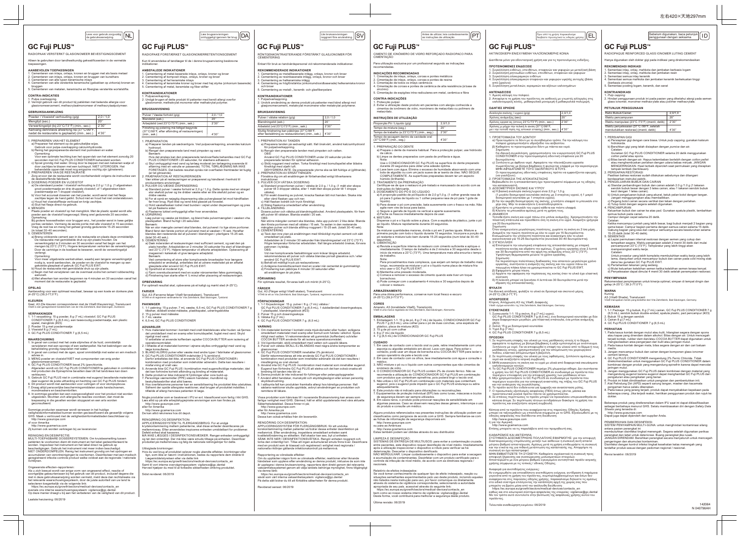Lees voor gebruik zorgvuldig de gebruiksaanwijzing. NL

# GC Fuji PLUS™

RADIOPAAK VERSTERKT GLASIONOMEER BEVESTIGINGSCEMENT

Alleen te gebruiken door tandheelkundig gekwalificeerden in de vermelde toepassingen.

## AANBEVOLEN TOEPASSINGEN

1. Cementeren van inlays, onlays, kronen en bruggen met als basis metaal
2. Cementeren van inlays, onlays, kronen en bruggen van kunsthars
3. Cementeren van alle typen keramische inlays
4. Cementeren van alle keramische kronen (gebakken op zirkonia) kronen en bruggen
5. Cementeren van metalen, keramische en fiberglas versterkte wortelstiften.

## CONTRA-INDICATIES

1. Pulpa overkapping.
2. Vermijd gebruik van dit product bij patiënten met bekende allergie voor glasionomeercement, methacrylaatmonomeer of methacrylaatpolymeer.

## GEBRUIKSAANWIJZING

| | |
|---|---|
| Poeder / Vloeistof verhouding (g/g) | 2,0 / 1,0 |
| Mengtijd (sec.) | 20" |
| Verwerkingstijd (bij 23°C/73°F) (min., sec.) | 2'30" |
| Aanvang definitieve afwerking na (37°C/99°F, nadat de restauratie is geplaatst) (min., sec.) | 4'30" |

## OPSLAG

Aanbevolen voor een optimaal resultaat, bewaar op een koele en donkere plek (4-25°C) (39.2-77.0°F).

## KLEUREN

Geel, A3 (De kleuren corresponderen met de Vita® Kleurenring), Translucent

## VERPAKKINGEN

1. 1-1 verpakking: 15 g poeder, 8 g (7 mL) vloeistof, GC FUJI PLUS CONDITIONER 7 g (6,5 mL), een tweevoudig poedermaatje, een plastic spatel, mengblok (#23)
2. Poeder 15 g met poedermaatje
3. Vloeistof 8 g (7 mL)
4. GC FUJI PLUS CONDITIONER 7 g (6,5 mL)

Laatste herziening: 06/2019

---

Læs brugsanvisningen omhyggeligt igennem før brug. DA

# GC Fuji PLUS™

RADIOPAKE FORSTÆRKET GLASIONOMERRETENTIONSCEMENT

Kun til anvendelse af tandlæger til de i denne brugsanvisning beskrevne indikationer.

## ANBEFALEDE INDIKATIONER

1. Cementering af metal-baserede inlays, onlays, kroner og broer
2. Cementering af komposit inlays, onlays, kroner og broer
3. Cementering af helkeramiske inlays
4. Cementering af keramiske kroner og broer med høj styrke (zirkonium baserede)
5. Cementering af metal, keramiske og fiber stifter

## KONTRAINDIKATIONER

1. Pulpaoverkapning.
2. Undgå brugen af dette produkt til patienter med kendt allergi overfor glasionomer, methacrylat monomer eller methacrylat polymer.

## BRUGSANVISNING

| | |
|---|---|
| Pulver / Væske forhold (g/g) | 2,0 / 1,0 |
| Blandetid (sek.) | 20" |
| Arbejdstid (ved 23°C/73°F) (min., sek.) | 2'30" |
| Finishing og polering må tidligst begynde (37°C/99°F, efter afbinding af restaureringen) (min., sek.) | 4'30" |

## OPBEVARING

For optimalt resultat skal, opbevares på et køligt og mørkt sted (4-25°C).

## FARVER

Gul, A3 (Farverne følger Vita® farveskalaen), Translucent

## PAKNINGER

1. 1-1 pakning: 15 g pulver, 7 mL væske, 6,5 mL GC FUJI PLUS CONDITIONER 7 g tilbehør, dobbelt-endet måleske, plastikspatel, udrøringsblokke
2. 15 g pulver med måleske
3. 8 g / 7 mL væske
4. 6,5 mL GC FUJI PLUS CONDITIONER

Sidst revideret: 06/2019

---

Läs bruksanvisningen noggrant före användning. SV

# GC Fuji PLUS™

RÖNTGENKONTRASTERANDE FÖRSTÄRKT GLASJONOMER FÖR CEMENTERING

Enbart för bruk av tandvårdspersonal vid rekommenderade indikationer.

## REKOMMENDERADE INDIKATIONER

1. Cementering av metallbaserade inlägg, onlays, kronor och broar
2. Cementering av resinbaserade inlägg, onlays, kronor och broar
3. Cementering av helkeramiska inlägg
4. Cementering av höghållfasta (zirkoniumoxidbaserade) helkeramiska kronor och broar
5. Cementering av metall-, keramik- och glasfiberpelare

## KONTRAINDIKATIONER

1. Pulpaöverkappning.
2. Undvik användning av denna produkt på patienter med känd allergi mot glasjonomercement, metakrylat monomerer eller metakrylat polymerer.

## BRUKSANVISNING

| | |
|---|---|
| Pulver / vätske relation (g/g) | 2,0 / 1,0 |
| Blandningstid (sek.) | 20" |
| Arbetstid (vid 23°C/73°F) (min., sek.) | 2'30" |
| Slutlig finishering kan påbörjas (37°C/99°F, efter fastsättning av restaurationen) (min., sek.) | 4'30" |

## FÖRVARING

För optimala resultat, förvaras kallt och mörkt (4-25°C).

## FÄRGER

Gul, A3 (Färger enligt Vita® skalan), Translucent

## FÖRPACKNINGAR

1. 1-1 förpackning: 15 g pulver / 8 g (7 mL) vätska / GC FUJI PLUS CONDITIONER 7 g (6,5 mL), 1 dubbeländad doseringssked, 1 plastspatel, blandningsblock (#23)
2. Pulver 15 g och doseringssked
3. Vätska 8 g (7 mL)
4. GC FUJI PLUS CONDITIONER 7 g (6,5 mL)

Reviderad senast: 06/2019

---

Antes de utilizar, leia cuidadosamente as instruções de utilização. PT

# GC Fuji PLUS™

CIMENTO DE IONÓMERO DE VIDRO REFORÇADO RADIOPACO PARA CIMENTAÇÃO

Para utilização exclusiva por um profissional segundo as indicações recomendadas.

## INDICAÇÕES RECOMENDADAS

1. Cimentação de inlays, onlays, coroas e pontes metálicas
2. Cimentação de inlays, onlays, coroas e pontes de resina
3. Cimentação de todos os inlays cerâmicos
4. Cimentação de coroas e pontes de cerâmica de alta resistência (à base de zircónio)
5. Cimentação de espigões intra-radiculares em metal, cerâmica e fibra

## CONTRA-INDICAÇÕES

1. Proteção pulpar.
2. Evitar a utilização deste produto em pacientes com alergia conhecida a cimentos de ionómero de vidro, monómero de metacrilato ou polímero de metacrilato.

## INSTRUÇÕES DE UTILIZAÇÃO

| | |
|---|---|
| Proporção Pó / Líquido (g/g) | 2,0/1,0 |
| Tempo de mistura (seg.) | 20" |
| Tempo de trabalho (a 23°C/73°F) (min., seg.) | 2'30" |
| Tempo de secagem dentro da cavidade oral (37°C/99°F) (min., seg.) | 4'30" |

## ARMAZENAMENTO

Para uma ótima performance, conservar num local fresco e escuro (4-25°C) (39,2-77,0°F).

## CORES

Amarelo, A3 (tonalidade Vita®), Translúcido

## EMBALAGENS

1. Embalagem 1-1: 15 g de pó, 8 g (7 mL) de líquido, CONDICIONADOR GC Fuji PLUS 7 g (6,5 mL), uma colher para o pó de duas conchas, uma espátula de plástico, placa de mistura (#23)
2. 15 g de pó com colher
3. 8 g (7 mL) de líquido
4. 7 g (6,5 mL) de CONDICIONADOR GC Fuji PLUS

Última revisão: 06/2019

---

EL

# GC Fuji PLUS™

ΑΚΤΙΝΟΣΚΙΕΡΗ ΕΝΙΣΧΥΜΕΝΗ ΥΑΛΟΙΟΝΟΜΕΡΗ ΚΟΝΙΑ

## ΠΡΟΤΕΙΝΟΜΕΝΕΣ ΕΝΔΕΙΞΕΙΣ

## ΑΝΤΕΝΔΕΙΞΕΙΣ

1. Άμεση κάλυψη του πολφού.

## ΟΔΗΓΙΕΣ ΧΡΗΣΗΣ

| | |
|---|---|
| Αναλογία σκόνης / υγρού (g/g) | 2,0/1,0 |
| Χρόνος ανάμιξης (sec) | 20" |
| Χρόνος εργασίας (στους 23°C/73°F) (min., sec.) | 2'30" |
| Χρόνος έναρξης του τελικού (37°C/99°F) (min., sec.) | 4'30" |

## ΦΥΛΑΞΗ

## ΑΠΟΧΡΩΣΕΙΣ

Κίτρινη, Απόχρωση A3 της Vita®, Διαφανής

## ΣΥΣΚΕΥΑΣΙΕΣ

---

Sebelum digunakan, baca petunjuk pengunaan dengan seksama. ID

# GC Fuji PLUS™

RADIOPAQUE REINFORCED GLASS IONOMER LUTING CEMENT

Hanya digunakan oleh dokter gigi pada indikasi yang direkomendasikan

## REKOMENDASI INDIKASI

1. Sementasi inlay, onlay, mahkota dan jembatan berbasis logam
2. Sementasi inlay, onlay, mahkota dan jembatan resin
3. Sementasi semua inlay keramik
4. Sementasi semua mahkota dan jembatan keramik berkekuatan tinggi (berbasis zirconia)
5. Sementasi posting logam, keramik, dan serat

## KONTRAINDIKASI

1. Pulp capping
2. Hindari penggunaan produk ini pada pasien yang diketahui alergi pada semen glass ionomer, monomer methacrylate atau polimer methacrylate.

## PETUNJUK PENGGUNAAN

| | |
|---|---|
| Ratio Bubuk/Cairan | 2,0/1,0 |
| Waktu pencampuran | 20" |
| Waktu manipulasi (23°C (73°F) (menit, detik) | 2'30" |
| Waktu penyelesaian (37°C (99°F), setelah mendudukkan restorasi) (menit, detik) | 4'30" |

## PENYIMPANAN

Rekomendasi penyimpanan untuk kinerja optimal, simpan di tempat dingin dan gelap (4-25°C / 39.2-77.0°F).

## WARNA

Kuning
A3 (Vita® Shade), Translucent

## KEMASAN

1. 1-1 Package: 15 g bubuk, 8 g (7 mL) cairan, GC Fuji PLUS CONDITIONER 7 g (6,5 mL), sendok bubuk double-ended, spatula plastic, pad pencampur (#23)
2. Bubuk 15 g dengan sendok
3. Cairan 8 g (7 mL)
4. GC Fuji PLUS CONDITIONER 7 g (6,5 mL)

Revisi terakhir: 06/2019

142064
N 040796AH